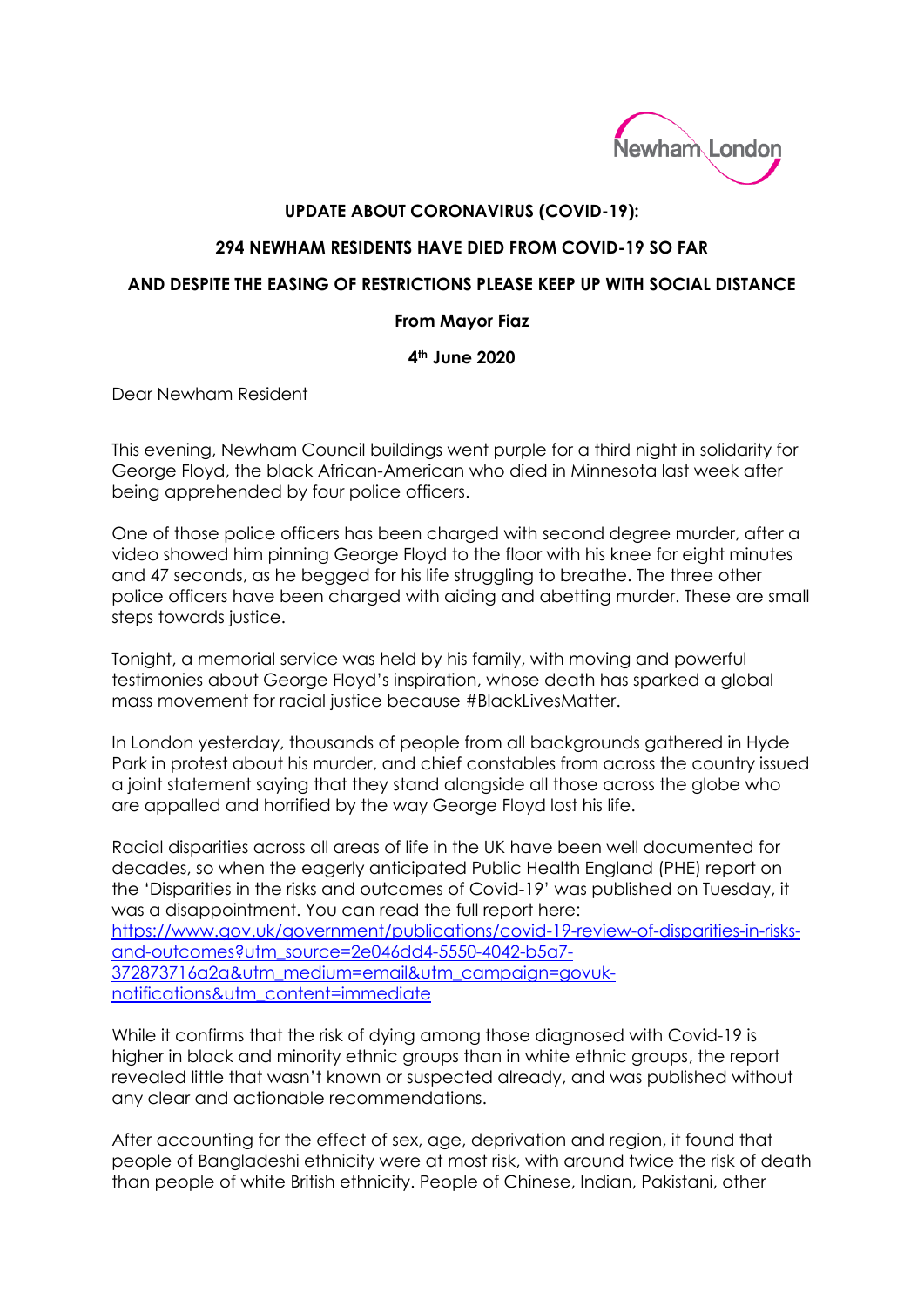Newham London

**UPDATE ABOUT CORONAVIRUS (COVID-19):**

**294 NEWHAM RESIDENTS HAVE DIED FROM COVID-19 SO FAR**

**AND DESPITE THE EASING OF RESTRICTIONS PLEASE KEEP UP WITH SOCIAL DISTANCE**

**From Mayor Fiaz**

**4th June 2020**

Dear Newham Resident

This evening, Newham Council buildings went purple for a third night in solidarity for George Floyd, the black African-American who died in Minnesota last week after being apprehended by four police officers.

One of those police officers has been charged with second degree murder, after a video showed him pinning George Floyd to the floor with his knee for eight minutes and 47 seconds, as he begged for his life struggling to breathe. The three other police officers have been charged with aiding and abetting murder. These are small steps towards justice.

Tonight, a memorial service was held by his family, with moving and powerful testimonies about George Floyd's inspiration, whose death has sparked a global mass movement for racial justice because #BlackLivesMatter.

In London yesterday, thousands of people from all backgrounds gathered in Hyde Park in protest about his murder, and chief constables from across the country issued a joint statement saying that they stand alongside all those across the globe who are appalled and horrified by the way George Floyd lost his life.

Racial disparities across all areas of life in the UK have been well documented for decades, so when the eagerly anticipated Public Health England (PHE) report on the 'Disparities in the risks and outcomes of Covid-19' was published on Tuesday, it was a disappointment. You can read the full report here: https://www.gov.uk/government/publications/covid-19-review-of-disparities-in-risks-and-outcomes?utm_source=2e046dd4-5550-4042-b5a7-372873716a2a&utm_medium=email&utm_campaign=govuk-notifications&utm_content=immediate

While it confirms that the risk of dying among those diagnosed with Covid-19 is higher in black and minority ethnic groups than in white ethnic groups, the report revealed little that wasn't known or suspected already, and was published without any clear and actionable recommendations.

After accounting for the effect of sex, age, deprivation and region, it found that people of Bangladeshi ethnicity were at most risk, with around twice the risk of death than people of white British ethnicity. People of Chinese, Indian, Pakistani, other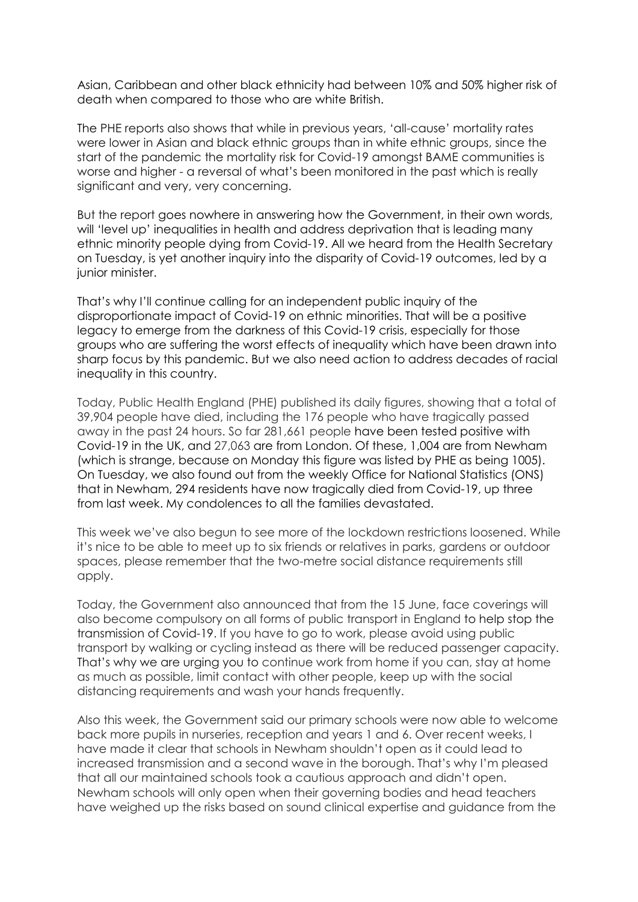Asian, Caribbean and other black ethnicity had between 10% and 50% higher risk of death when compared to those who are white British.

The PHE reports also shows that while in previous years, 'all-cause' mortality rates were lower in Asian and black ethnic groups than in white ethnic groups, since the start of the pandemic the mortality risk for Covid-19 amongst BAME communities is worse and higher - a reversal of what's been monitored in the past which is really significant and very, very concerning.

But the report goes nowhere in answering how the Government, in their own words, will 'level up' inequalities in health and address deprivation that is leading many ethnic minority people dying from Covid-19. All we heard from the Health Secretary on Tuesday, is yet another inquiry into the disparity of Covid-19 outcomes, led by a junior minister.

That's why I'll continue calling for an independent public inquiry of the disproportionate impact of Covid-19 on ethnic minorities. That will be a positive legacy to emerge from the darkness of this Covid-19 crisis, especially for those groups who are suffering the worst effects of inequality which have been drawn into sharp focus by this pandemic. But we also need action to address decades of racial inequality in this country.

Today, Public Health England (PHE) published its daily figures, showing that a total of 39,904 people have died, including the 176 people who have tragically passed away in the past 24 hours. So far 281,661 people have been tested positive with Covid-19 in the UK, and 27,063 are from London. Of these, 1,004 are from Newham (which is strange, because on Monday this figure was listed by PHE as being 1005). On Tuesday, we also found out from the weekly Office for National Statistics (ONS) that in Newham, 294 residents have now tragically died from Covid-19, up three from last week. My condolences to all the families devastated.

This week we've also begun to see more of the lockdown restrictions loosened. While it's nice to be able to meet up to six friends or relatives in parks, gardens or outdoor spaces, please remember that the two-metre social distance requirements still apply.

Today, the Government also announced that from the 15 June, face coverings will also become compulsory on all forms of public transport in England to help stop the transmission of Covid-19. If you have to go to work, please avoid using public transport by walking or cycling instead as there will be reduced passenger capacity. That's why we are urging you to continue work from home if you can, stay at home as much as possible, limit contact with other people, keep up with the social distancing requirements and wash your hands frequently.

Also this week, the Government said our primary schools were now able to welcome back more pupils in nurseries, reception and years 1 and 6. Over recent weeks, I have made it clear that schools in Newham shouldn't open as it could lead to increased transmission and a second wave in the borough. That's why I'm pleased that all our maintained schools took a cautious approach and didn't open. Newham schools will only open when their governing bodies and head teachers have weighed up the risks based on sound clinical expertise and guidance from the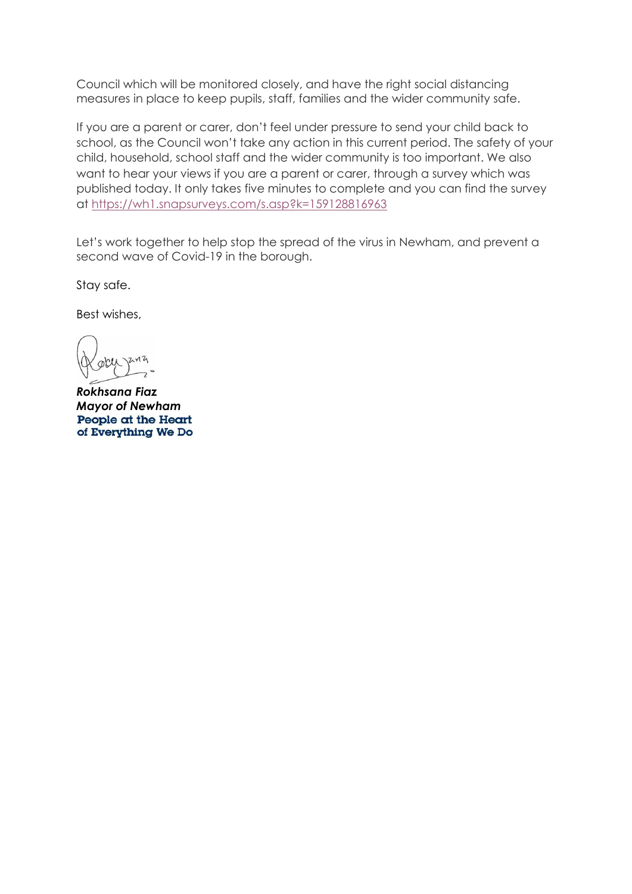Council which will be monitored closely, and have the right social distancing measures in place to keep pupils, staff, families and the wider community safe.

If you are a parent or carer, don't feel under pressure to send your child back to school, as the Council won't take any action in this current period. The safety of your child, household, school staff and the wider community is too important. We also want to hear your views if you are a parent or carer, through a survey which was published today. It only takes five minutes to complete and you can find the survey at https://wh1.snapsurveys.com/s.asp?k=159128816963

Let's work together to help stop the spread of the virus in Newham, and prevent a second wave of Covid-19 in the borough.

Stay safe.

Best wishes,

***Rokhsana Fiaz***
***Mayor of Newham***
**People at the Heart**
**of Everything We Do**